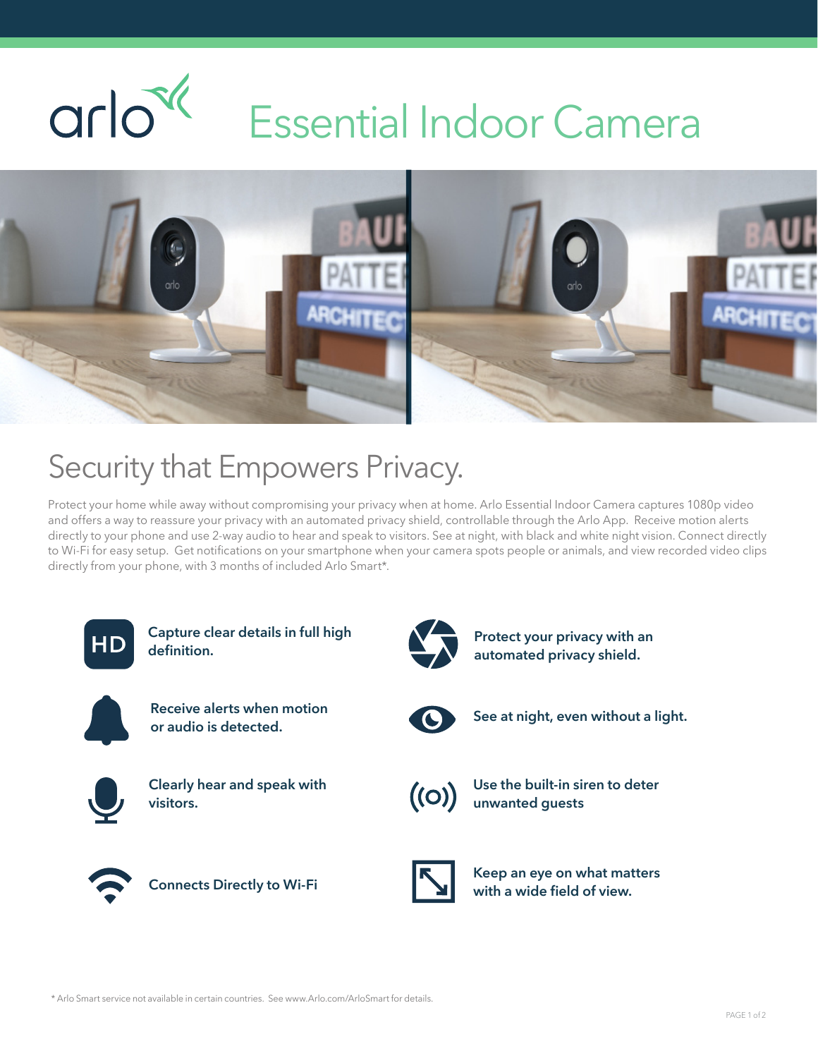arlo

# Essential Indoor Camera

## Security that Empowers Privacy.

Protect your home while away without compromising your privacy when at home. Arlo Essential Indoor Camera captures 1080p video and offers a way to reassure your privacy with an automated privacy shield, controllable through the Arlo App. Receive motion alerts directly to your phone and use 2-way audio to hear and speak to visitors. See at night, with black and white night vision. Connect directly to Wi-Fi for easy setup. Get notifications on your smartphone when your camera spots people or animals, and view recorded video clips directly from your phone, with 3 months of included Arlo Smart*.

- **Capture clear details in full high definition.**
- **Receive alerts when motion or audio is detected.**
- **Clearly hear and speak with visitors.**
- **Connects Directly to Wi-Fi**
- **Protect your privacy with an automated privacy shield.**
- **See at night, even without a light.**
- **Use the built-in siren to deter unwanted guests**
- **Keep an eye on what matters with a wide field of view.**

* Arlo Smart service not available in certain countries. See www.Arlo.com/ArloSmart for details.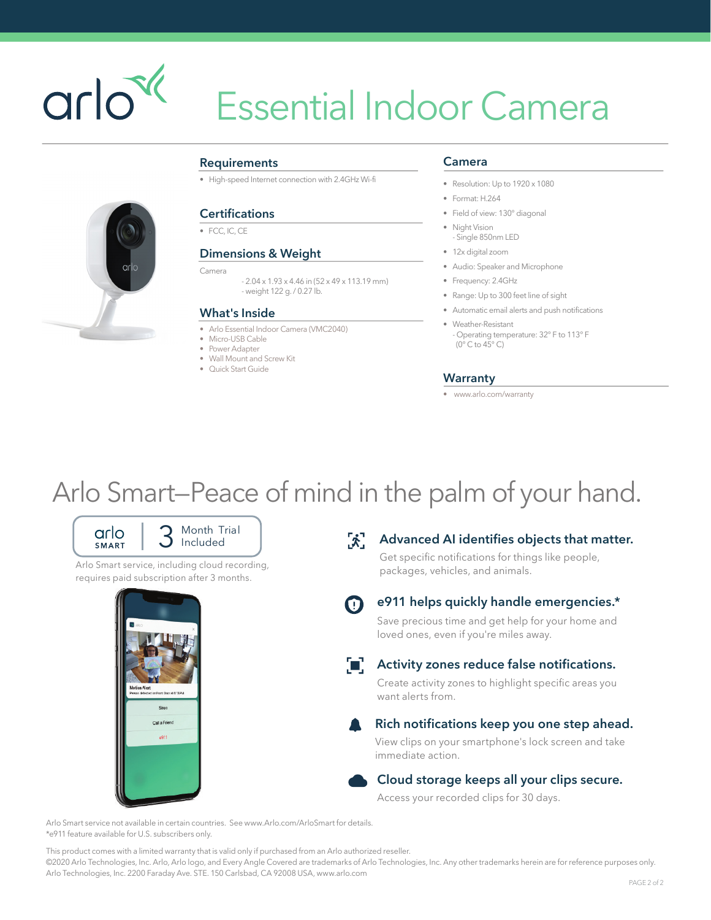# Essential Indoor Camera

## Requirements

- High-speed Internet connection with 2.4GHz Wi-fi

## Certifications

- FCC, IC, CE

## Dimensions & Weight

Camera

- 2.04 x 1.93 x 4.46 in (52 x 49 x 113.19 mm)
- weight 122 g. / 0.27 lb.

## What's Inside

- Arlo Essential Indoor Camera (VMC2040)
- Micro-USB Cable
- Power Adapter
- Wall Mount and Screw Kit
- Quick Start Guide

## Camera

- Resolution: Up to 1920 x 1080
- Format: H.264
- Field of view: 130° diagonal
- Night Vision
  - Single 850nm LED
- 12x digital zoom
- Audio: Speaker and Microphone
- Frequency: 2.4GHz
- Range: Up to 300 feet line of sight
- Automatic email alerts and push notifications
- Weather-Resistant
  - Operating temperature: 32° F to 113° F (0° C to 45° C)

## Warranty

- www.arlo.com/warranty

# Arlo Smart–Peace of mind in the palm of your hand.

arlo SMART | 3 Month Trial Included

Arlo Smart service, including cloud recording, requires paid subscription after 3 months.

### Advanced AI identifies objects that matter.

Get specific notifications for things like people, packages, vehicles, and animals.

### e911 helps quickly handle emergencies.*

Save precious time and get help for your home and loved ones, even if you're miles away.

### Activity zones reduce false notifications.

Create activity zones to highlight specific areas you want alerts from.

### Rich notifications keep you one step ahead.

View clips on your smartphone's lock screen and take immediate action.

### Cloud storage keeps all your clips secure.

Access your recorded clips for 30 days.

Arlo Smart service not available in certain countries. See www.Arlo.com/ArloSmart for details.
*e911 feature available for U.S. subscribers only.

This product comes with a limited warranty that is valid only if purchased from an Arlo authorized reseller.
©2020 Arlo Technologies, Inc. Arlo, Arlo logo, and Every Angle Covered are trademarks of Arlo Technologies, Inc. Any other trademarks herein are for reference purposes only.
Arlo Technologies, Inc. 2200 Faraday Ave. STE. 150 Carlsbad, CA 92008 USA, www.arlo.com